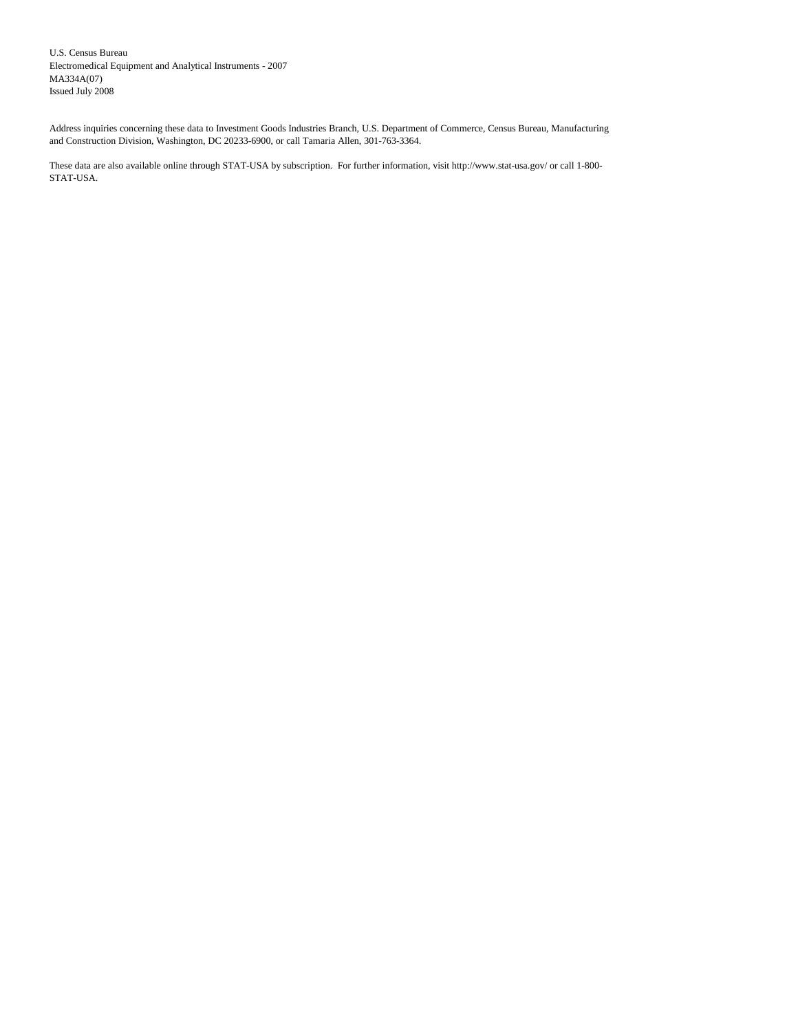U.S. Census Bureau
Electromedical Equipment and Analytical Instruments - 2007
MA334A(07)
Issued July 2008

Address inquiries concerning these data to Investment Goods Industries Branch, U.S. Department of Commerce, Census Bureau, Manufacturing and Construction Division, Washington, DC 20233-6900, or call Tamaria Allen, 301-763-3364.

These data are also available online through STAT-USA by subscription. For further information, visit http://www.stat-usa.gov/ or call 1-800-STAT-USA.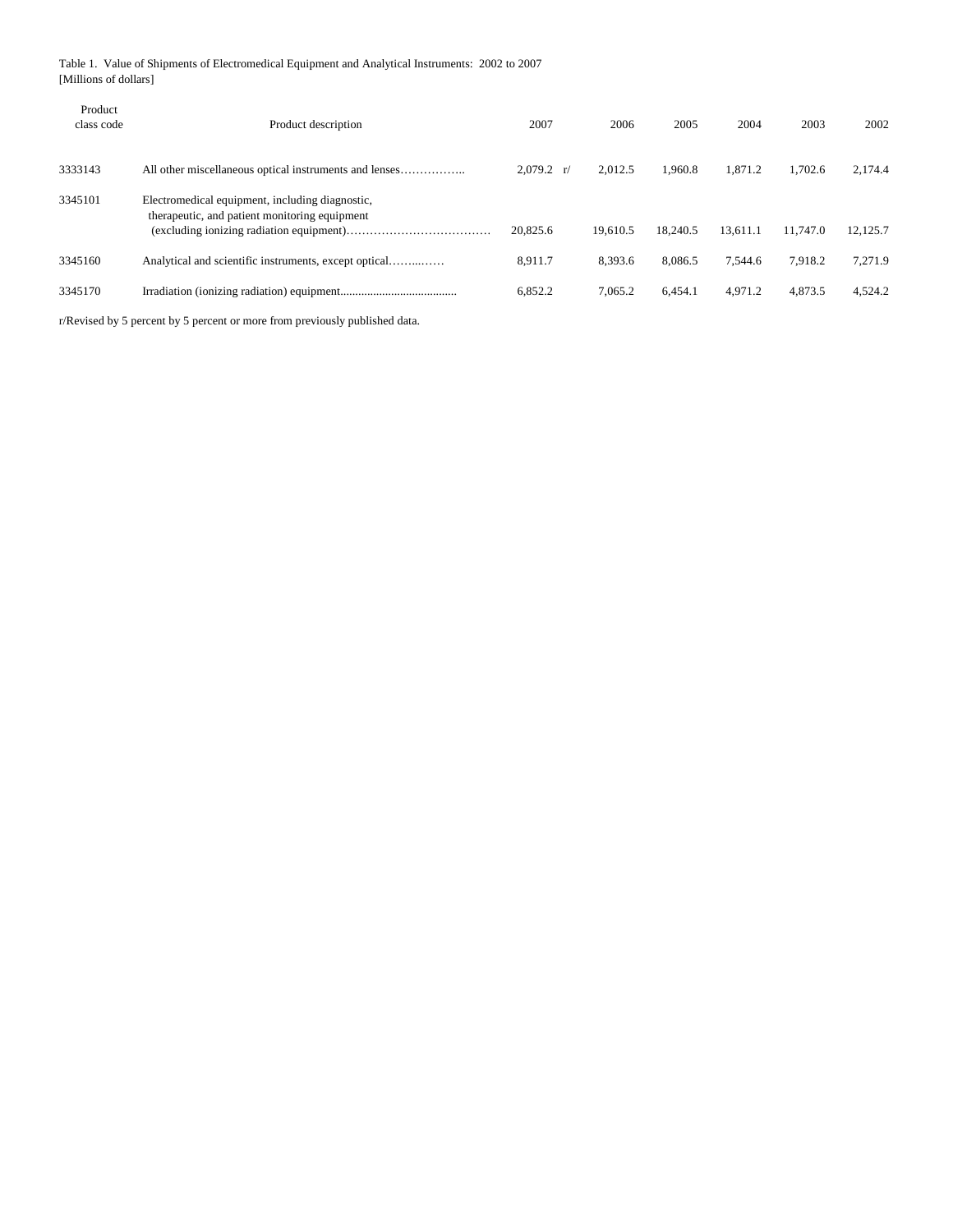Table 1. Value of Shipments of Electromedical Equipment and Analytical Instruments: 2002 to 2007
[Millions of dollars]

| Product class code | Product description | 2007 | 2006 | 2005 | 2004 | 2003 | 2002 |
|---|---|---|---|---|---|---|---|
| 3333143 | All other miscellaneous optical instruments and lenses…………….. | 2,079.2 r/ | 2,012.5 | 1,960.8 | 1,871.2 | 1,702.6 | 2,174.4 |
| 3345101 | Electromedical equipment, including diagnostic, therapeutic, and patient monitoring equipment (excluding ionizing radiation equipment)……………………………… | 20,825.6 | 19,610.5 | 18,240.5 | 13,611.1 | 11,747.0 | 12,125.7 |
| 3345160 | Analytical and scientific instruments, except optical……..…… | 8,911.7 | 8,393.6 | 8,086.5 | 7,544.6 | 7,918.2 | 7,271.9 |
| 3345170 | Irradiation (ionizing radiation) equipment....................................... | 6,852.2 | 7,065.2 | 6,454.1 | 4,971.2 | 4,873.5 | 4,524.2 |

r/Revised by 5 percent by 5 percent or more from previously published data.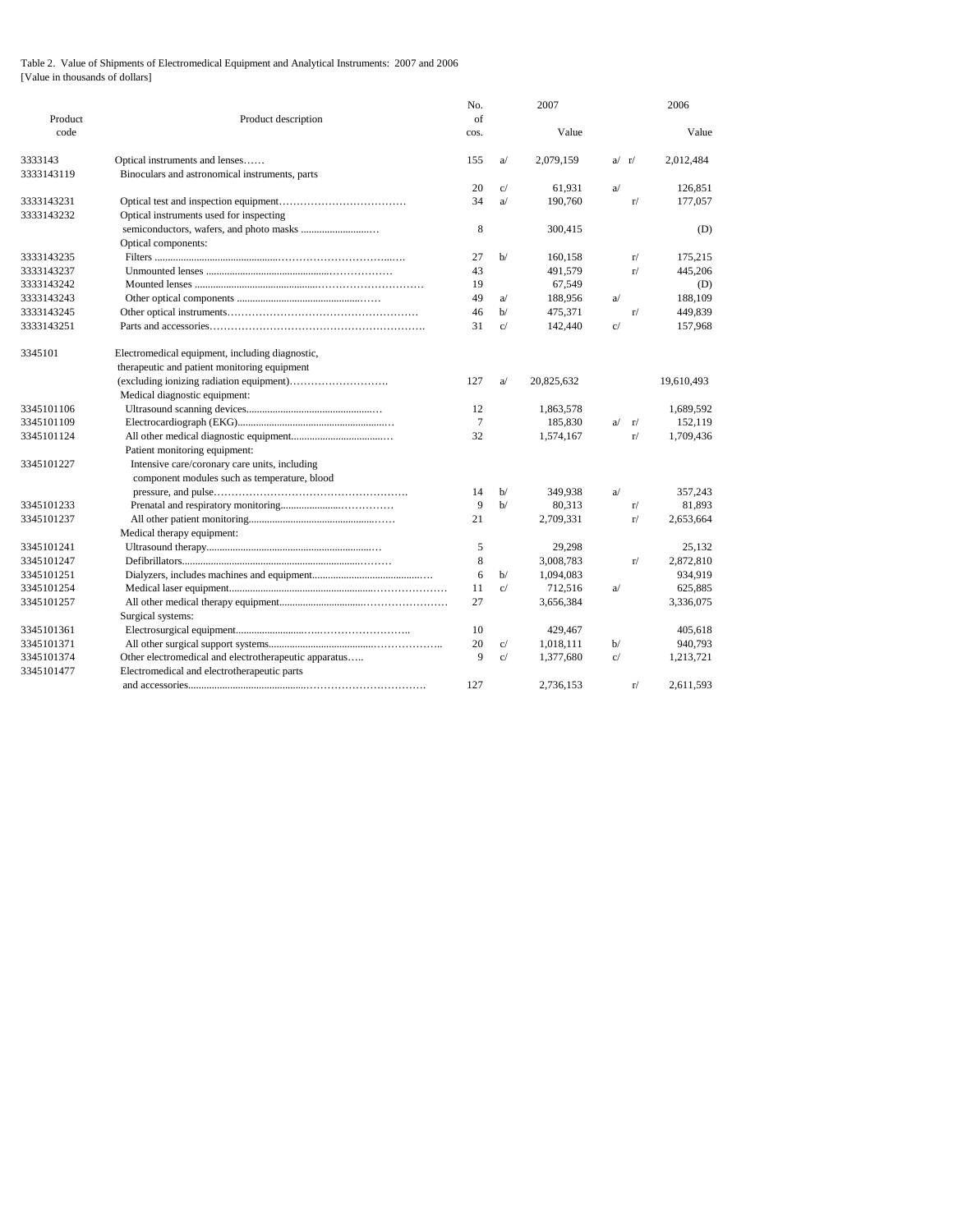Table 2. Value of Shipments of Electromedical Equipment and Analytical Instruments: 2007 and 2006
[Value in thousands of dollars]

| Product code | Product description | No. of cos. | | 2007 Value | | | 2006 Value |
|---|---|---|---|---|---|---|---|
| 3333143 | Optical instruments and lenses…… | 155 | a/ | 2,079,159 | a/ | r/ | 2,012,484 |
| 3333143119 | Binoculars and astronomical instruments, parts | 20 | c/ | 61,931 | a/ | | 126,851 |
| 3333143231 | Optical test and inspection equipment……………………………… | 34 | a/ | 190,760 | | r/ | 177,057 |
| 3333143232 | Optical instruments used for inspecting semiconductors, wafers, and photo masks ……………………… | 8 | | 300,415 | | | (D) |
| | Optical components: | | | | | | |
| 3333143235 | Filters ……………………………………………………… | 27 | b/ | 160,158 | | r/ | 175,215 |
| 3333143237 | Unmounted lenses ……………………………………………… | 43 | | 491,579 | | r/ | 445,206 |
| 3333143242 | Mounted lenses ………………………………………………… | 19 | | 67,549 | | | (D) |
| 3333143243 | Other optical components ……………………………………… | 49 | a/ | 188,956 | a/ | | 188,109 |
| 3333143245 | Other optical instruments……………………………………………… | 46 | b/ | 475,371 | | r/ | 449,839 |
| 3333143251 | Parts and accessories…………………………………………………. | 31 | c/ | 142,440 | c/ | | 157,968 |
| 3345101 | Electromedical equipment, including diagnostic, therapeutic and patient monitoring equipment (excluding ionizing radiation equipment)………………………. | 127 | a/ | 20,825,632 | | | 19,610,493 |
| | Medical diagnostic equipment: | | | | | | |
| 3345101106 | Ultrasound scanning devices……………………………………… | 12 | | 1,863,578 | | | 1,689,592 |
| 3345101109 | Electrocardiograph (EKG)………………………………………… | 7 | | 185,830 | a/ | r/ | 152,119 |
| 3345101124 | All other medical diagnostic equipment…………………………… | 32 | | 1,574,167 | | r/ | 1,709,436 |
| | Patient monitoring equipment: | | | | | | |
| 3345101227 | Intensive care/coronary care units, including component modules such as temperature, blood pressure, and pulse………………………………………………. | 14 | b/ | 349,938 | a/ | | 357,243 |
| 3345101233 | Prenatal and respiratory monitoring…………………………… | 9 | b/ | 80,313 | | r/ | 81,893 |
| 3345101237 | All other patient monitoring……………………………………… | 21 | | 2,709,331 | | r/ | 2,653,664 |
| | Medical therapy equipment: | | | | | | |
| 3345101241 | Ultrasound therapy……………………………………………… | 5 | | 29,298 | | | 25,132 |
| 3345101247 | Defibrillators…………………………………………………… | 8 | | 3,008,783 | | r/ | 2,872,810 |
| 3345101251 | Dialyzers, includes machines and equipment……………………… | 6 | b/ | 1,094,083 | | | 934,919 |
| 3345101254 | Medical laser equipment…………………………………………… | 11 | c/ | 712,516 | a/ | | 625,885 |
| 3345101257 | All other medical therapy equipment………………………………… | 27 | | 3,656,384 | | | 3,336,075 |
| | Surgical systems: | | | | | | |
| 3345101361 | Electrosurgical equipment………………………………………… | 10 | | 429,467 | | | 405,618 |
| 3345101371 | All other surgical support systems…………………………………… | 20 | c/ | 1,018,111 | b/ | | 940,793 |
| 3345101374 | Other electromedical and electrotherapeutic apparatus….. | 9 | c/ | 1,377,680 | c/ | | 1,213,721 |
| 3345101477 | Electromedical and electrotherapeutic parts and accessories…………………………………………… | 127 | | 2,736,153 | | r/ | 2,611,593 |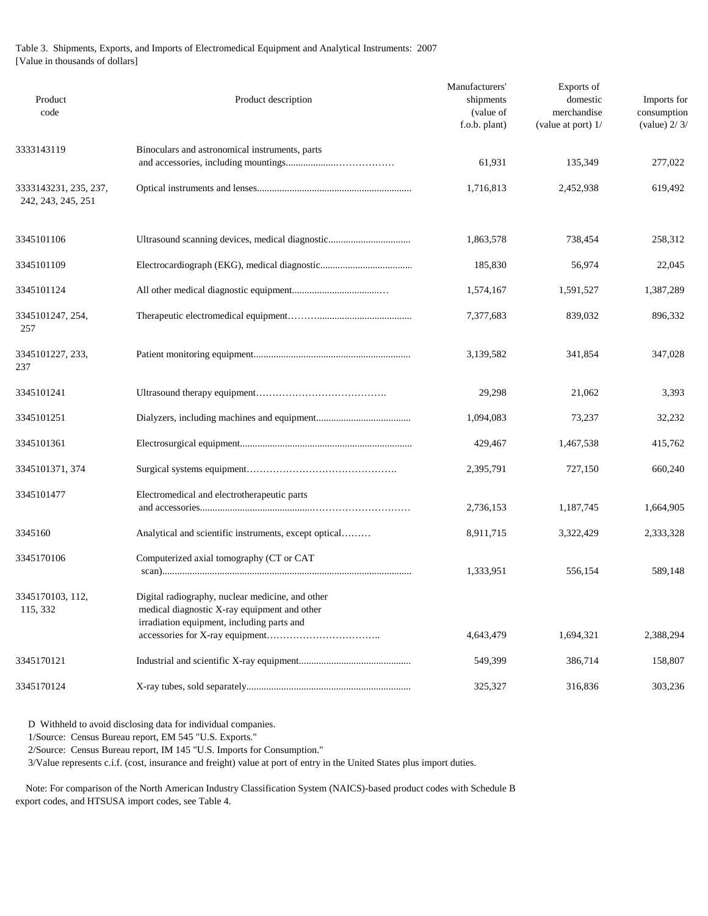Table 3. Shipments, Exports, and Imports of Electromedical Equipment and Analytical Instruments: 2007
[Value in thousands of dollars]

| Product code | Product description | Manufacturers' shipments (value of f.o.b. plant) | Exports of domestic merchandise (value at port) 1/ | Imports for consumption (value) 2/ 3/ |
|---|---|---|---|---|
| 3333143119 | Binoculars and astronomical instruments, parts and accessories, including mountings | 61,931 | 135,349 | 277,022 |
| 3333143231, 235, 237, 242, 243, 245, 251 | Optical instruments and lenses | 1,716,813 | 2,452,938 | 619,492 |
| 3345101106 | Ultrasound scanning devices, medical diagnostic | 1,863,578 | 738,454 | 258,312 |
| 3345101109 | Electrocardiograph (EKG), medical diagnostic | 185,830 | 56,974 | 22,045 |
| 3345101124 | All other medical diagnostic equipment | 1,574,167 | 1,591,527 | 1,387,289 |
| 3345101247, 254, 257 | Therapeutic electromedical equipment | 7,377,683 | 839,032 | 896,332 |
| 3345101227, 233, 237 | Patient monitoring equipment | 3,139,582 | 341,854 | 347,028 |
| 3345101241 | Ultrasound therapy equipment | 29,298 | 21,062 | 3,393 |
| 3345101251 | Dialyzers, including machines and equipment | 1,094,083 | 73,237 | 32,232 |
| 3345101361 | Electrosurgical equipment | 429,467 | 1,467,538 | 415,762 |
| 3345101371, 374 | Surgical systems equipment | 2,395,791 | 727,150 | 660,240 |
| 3345101477 | Electromedical and electrotherapeutic parts and accessories | 2,736,153 | 1,187,745 | 1,664,905 |
| 3345160 | Analytical and scientific instruments, except optical | 8,911,715 | 3,322,429 | 2,333,328 |
| 3345170106 | Computerized axial tomography (CT or CAT scan) | 1,333,951 | 556,154 | 589,148 |
| 3345170103, 112, 115, 332 | Digital radiography, nuclear medicine, and other medical diagnostic X-ray equipment and other irradiation equipment, including parts and accessories for X-ray equipment | 4,643,479 | 1,694,321 | 2,388,294 |
| 3345170121 | Industrial and scientific X-ray equipment | 549,399 | 386,714 | 158,807 |
| 3345170124 | X-ray tubes, sold separately | 325,327 | 316,836 | 303,236 |

D Withheld to avoid disclosing data for individual companies.

1/Source: Census Bureau report, EM 545 "U.S. Exports."

2/Source: Census Bureau report, IM 145 "U.S. Imports for Consumption."

3/Value represents c.i.f. (cost, insurance and freight) value at port of entry in the United States plus import duties.

Note: For comparison of the North American Industry Classification System (NAICS)-based product codes with Schedule B export codes, and HTSUSA import codes, see Table 4.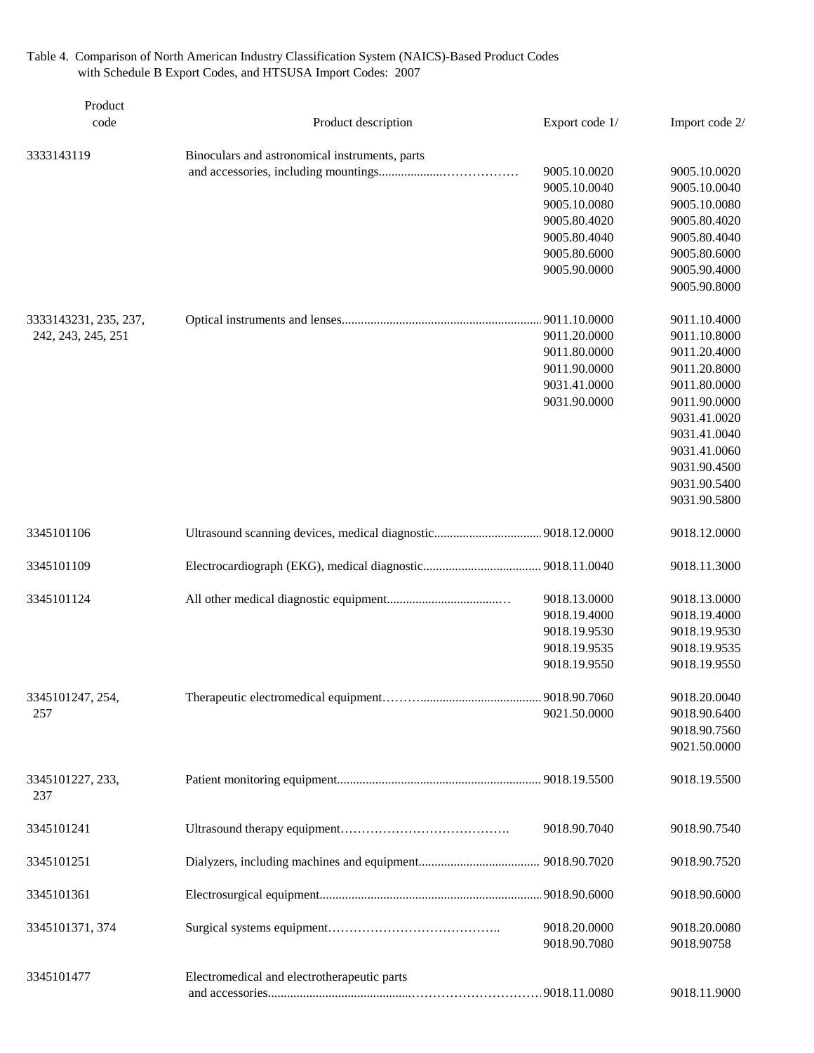Table 4. Comparison of North American Industry Classification System (NAICS)-Based Product Codes with Schedule B Export Codes, and HTSUSA Import Codes: 2007

| Product code | Product description | Export code 1/ | Import code 2/ |
|---|---|---|---|
| 3333143119 | Binoculars and astronomical instruments, parts and accessories, including mountings | 9005.10.0020 | 9005.10.0020 |
| | | 9005.10.0040 | 9005.10.0040 |
| | | 9005.10.0080 | 9005.10.0080 |
| | | 9005.80.4020 | 9005.80.4020 |
| | | 9005.80.4040 | 9005.80.4040 |
| | | 9005.80.6000 | 9005.80.6000 |
| | | 9005.90.0000 | 9005.90.4000 |
| | | | 9005.90.8000 |
| 3333143231, 235, 237, 242, 243, 245, 251 | Optical instruments and lenses | 9011.10.0000 | 9011.10.4000 |
| | | 9011.20.0000 | 9011.10.8000 |
| | | 9011.80.0000 | 9011.20.4000 |
| | | 9011.90.0000 | 9011.20.8000 |
| | | 9031.41.0000 | 9011.80.0000 |
| | | 9031.90.0000 | 9011.90.0000 |
| | | | 9031.41.0020 |
| | | | 9031.41.0040 |
| | | | 9031.41.0060 |
| | | | 9031.90.4500 |
| | | | 9031.90.5400 |
| | | | 9031.90.5800 |
| 3345101106 | Ultrasound scanning devices, medical diagnostic | 9018.12.0000 | 9018.12.0000 |
| 3345101109 | Electrocardiograph (EKG), medical diagnostic | 9018.11.0040 | 9018.11.3000 |
| 3345101124 | All other medical diagnostic equipment | 9018.13.0000 | 9018.13.0000 |
| | | 9018.19.4000 | 9018.19.4000 |
| | | 9018.19.9530 | 9018.19.9530 |
| | | 9018.19.9535 | 9018.19.9535 |
| | | 9018.19.9550 | 9018.19.9550 |
| 3345101247, 254, 257 | Therapeutic electromedical equipment | 9018.90.7060 | 9018.20.0040 |
| | | 9021.50.0000 | 9018.90.6400 |
| | | | 9018.90.7560 |
| | | | 9021.50.0000 |
| 3345101227, 233, 237 | Patient monitoring equipment | 9018.19.5500 | 9018.19.5500 |
| 3345101241 | Ultrasound therapy equipment | 9018.90.7040 | 9018.90.7540 |
| 3345101251 | Dialyzers, including machines and equipment | 9018.90.7020 | 9018.90.7520 |
| 3345101361 | Electrosurgical equipment | 9018.90.6000 | 9018.90.6000 |
| 3345101371, 374 | Surgical systems equipment | 9018.20.0000 | 9018.20.0080 |
| | | 9018.90.7080 | 9018.90758 |
| 3345101477 | Electromedical and electrotherapeutic parts and accessories | 9018.11.0080 | 9018.11.9000 |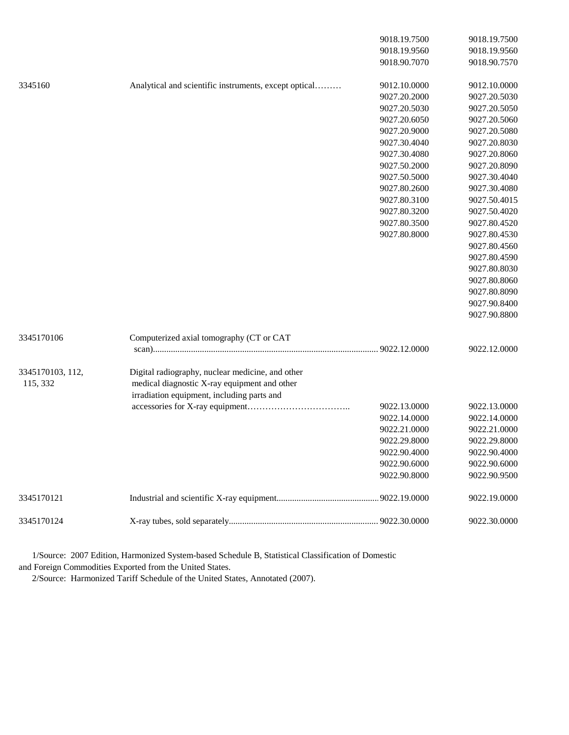| | | | |
|---|---|---|---|
| | | 9018.19.7500 | 9018.19.7500 |
| | | 9018.19.9560 | 9018.19.9560 |
| | | 9018.90.7070 | 9018.90.7570 |
| 3345160 | Analytical and scientific instruments, except optical……… | 9012.10.0000 | 9012.10.0000 |
| | | 9027.20.2000 | 9027.20.5030 |
| | | 9027.20.5030 | 9027.20.5050 |
| | | 9027.20.6050 | 9027.20.5060 |
| | | 9027.20.9000 | 9027.20.5080 |
| | | 9027.30.4040 | 9027.20.8030 |
| | | 9027.30.4080 | 9027.20.8060 |
| | | 9027.50.2000 | 9027.20.8090 |
| | | 9027.50.5000 | 9027.30.4040 |
| | | 9027.80.2600 | 9027.30.4080 |
| | | 9027.80.3100 | 9027.50.4015 |
| | | 9027.80.3200 | 9027.50.4020 |
| | | 9027.80.3500 | 9027.80.4520 |
| | | 9027.80.8000 | 9027.80.4530 |
| | | | 9027.80.4560 |
| | | | 9027.80.4590 |
| | | | 9027.80.8030 |
| | | | 9027.80.8060 |
| | | | 9027.80.8090 |
| | | | 9027.90.8400 |
| | | | 9027.90.8800 |
| 3345170106 | Computerized axial tomography (CT or CAT scan)...................................................................................................... | 9022.12.0000 | 9022.12.0000 |
| 3345170103, 112, 115, 332 | Digital radiography, nuclear medicine, and other medical diagnostic X-ray equipment and other irradiation equipment, including parts and accessories for X-ray equipment…………………………….. | 9022.13.0000 | 9022.13.0000 |
| | | 9022.14.0000 | 9022.14.0000 |
| | | 9022.21.0000 | 9022.21.0000 |
| | | 9022.29.8000 | 9022.29.8000 |
| | | 9022.90.4000 | 9022.90.4000 |
| | | 9022.90.6000 | 9022.90.6000 |
| | | 9022.90.8000 | 9022.90.9500 |
| 3345170121 | Industrial and scientific X-ray equipment............................................... | 9022.19.0000 | 9022.19.0000 |
| 3345170124 | X-ray tubes, sold separately................................................................... | 9022.30.0000 | 9022.30.0000 |

1/Source: 2007 Edition, Harmonized System-based Schedule B, Statistical Classification of Domestic and Foreign Commodities Exported from the United States.

2/Source: Harmonized Tariff Schedule of the United States, Annotated (2007).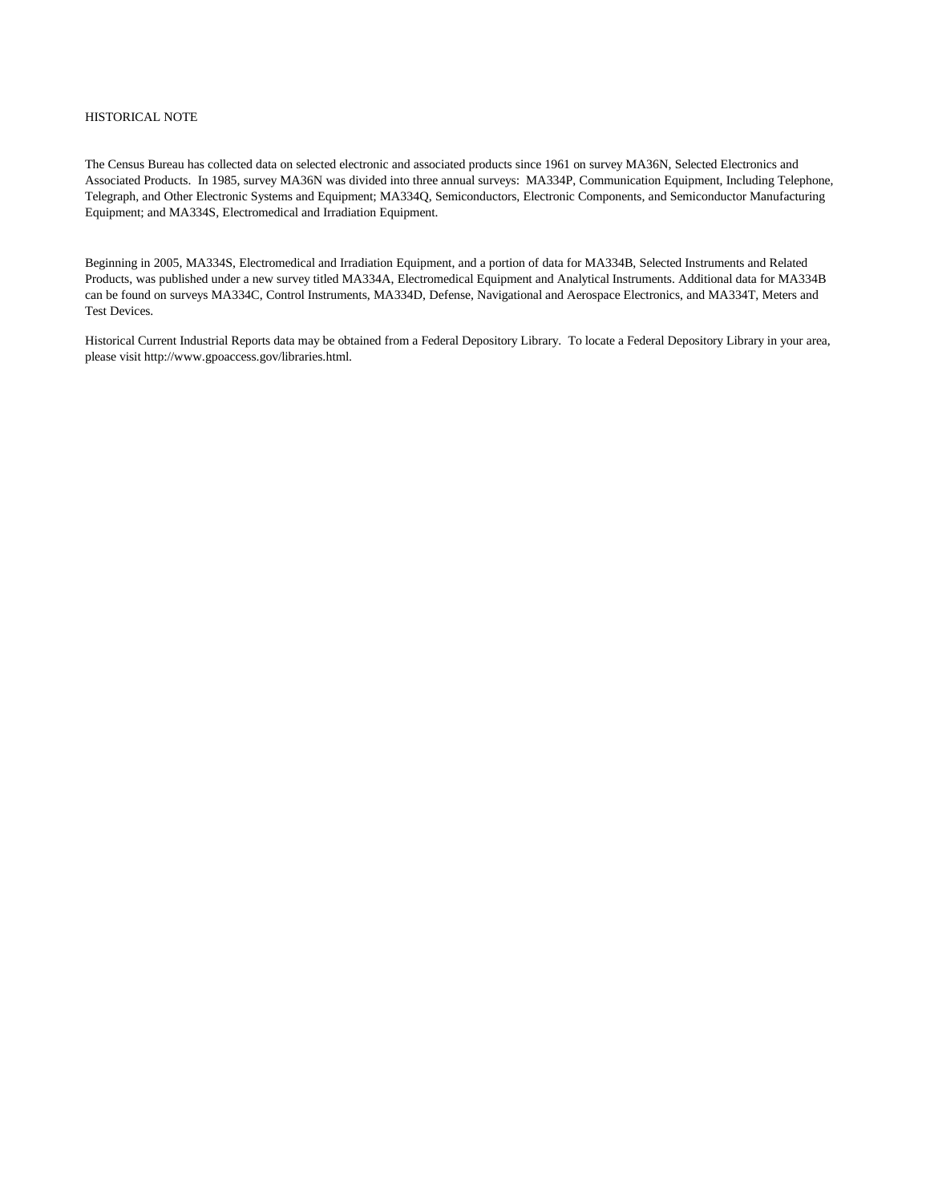## HISTORICAL NOTE

The Census Bureau has collected data on selected electronic and associated products since 1961 on survey MA36N, Selected Electronics and Associated Products. In 1985, survey MA36N was divided into three annual surveys: MA334P, Communication Equipment, Including Telephone, Telegraph, and Other Electronic Systems and Equipment; MA334Q, Semiconductors, Electronic Components, and Semiconductor Manufacturing Equipment; and MA334S, Electromedical and Irradiation Equipment.

Beginning in 2005, MA334S, Electromedical and Irradiation Equipment, and a portion of data for MA334B, Selected Instruments and Related Products, was published under a new survey titled MA334A, Electromedical Equipment and Analytical Instruments. Additional data for MA334B can be found on surveys MA334C, Control Instruments, MA334D, Defense, Navigational and Aerospace Electronics, and MA334T, Meters and Test Devices.

Historical Current Industrial Reports data may be obtained from a Federal Depository Library. To locate a Federal Depository Library in your area, please visit http://www.gpoaccess.gov/libraries.html.